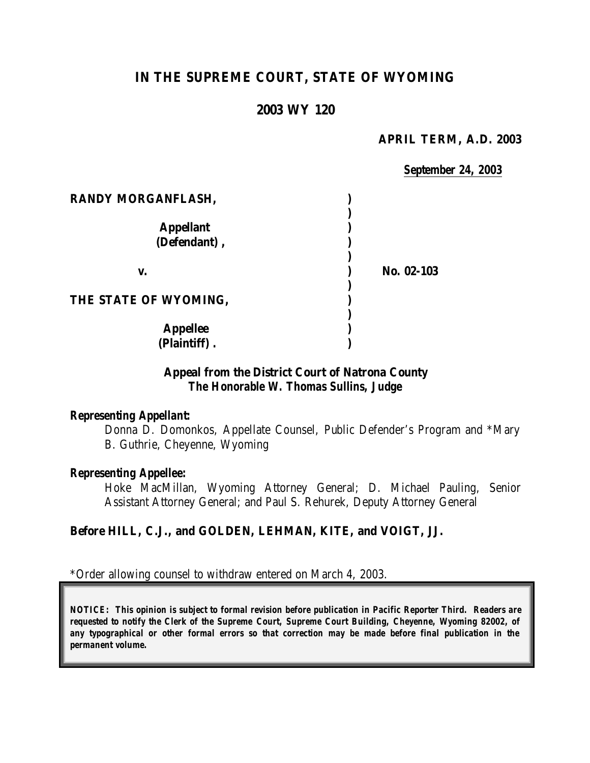# IN THE SUPREME COURT, STATE OF WYOMING

## 2003 WY 120

**APRIL TERM, A.D. 2003**

**September 24, 2003**

| | | |
|---|---|---|
| **RANDY MORGANFLASH,** | ) | |
| | ) | |
| **Appellant** | ) | |
| **(Defendant),** | ) | |
| | ) | |
| **v.** | ) | **No. 02-103** |
| | ) | |
| **THE STATE OF WYOMING,** | ) | |
| | ) | |
| **Appellee** | ) | |
| **(Plaintiff).** | ) | |

**Appeal from the District Court of Natrona County**
***The Honorable W. Thomas Sullins, Judge***

***Representing Appellant:***

Donna D. Domonkos, Appellate Counsel, Public Defender's Program and *Mary B. Guthrie, Cheyenne, Wyoming

***Representing Appellee:***

Hoke MacMillan, Wyoming Attorney General; D. Michael Pauling, Senior Assistant Attorney General; and Paul S. Rehurek, Deputy Attorney General

**Before HILL, C.J., and GOLDEN, LEHMAN, KITE, and VOIGT, JJ.**

*Order allowing counsel to withdraw entered on March 4, 2003.

***NOTICE: This opinion is subject to formal revision before publication in Pacific Reporter Third. Readers are requested to notify the Clerk of the Supreme Court, Supreme Court Building, Cheyenne, Wyoming 82002, of any typographical or other formal errors so that correction may be made before final publication in the permanent volume.***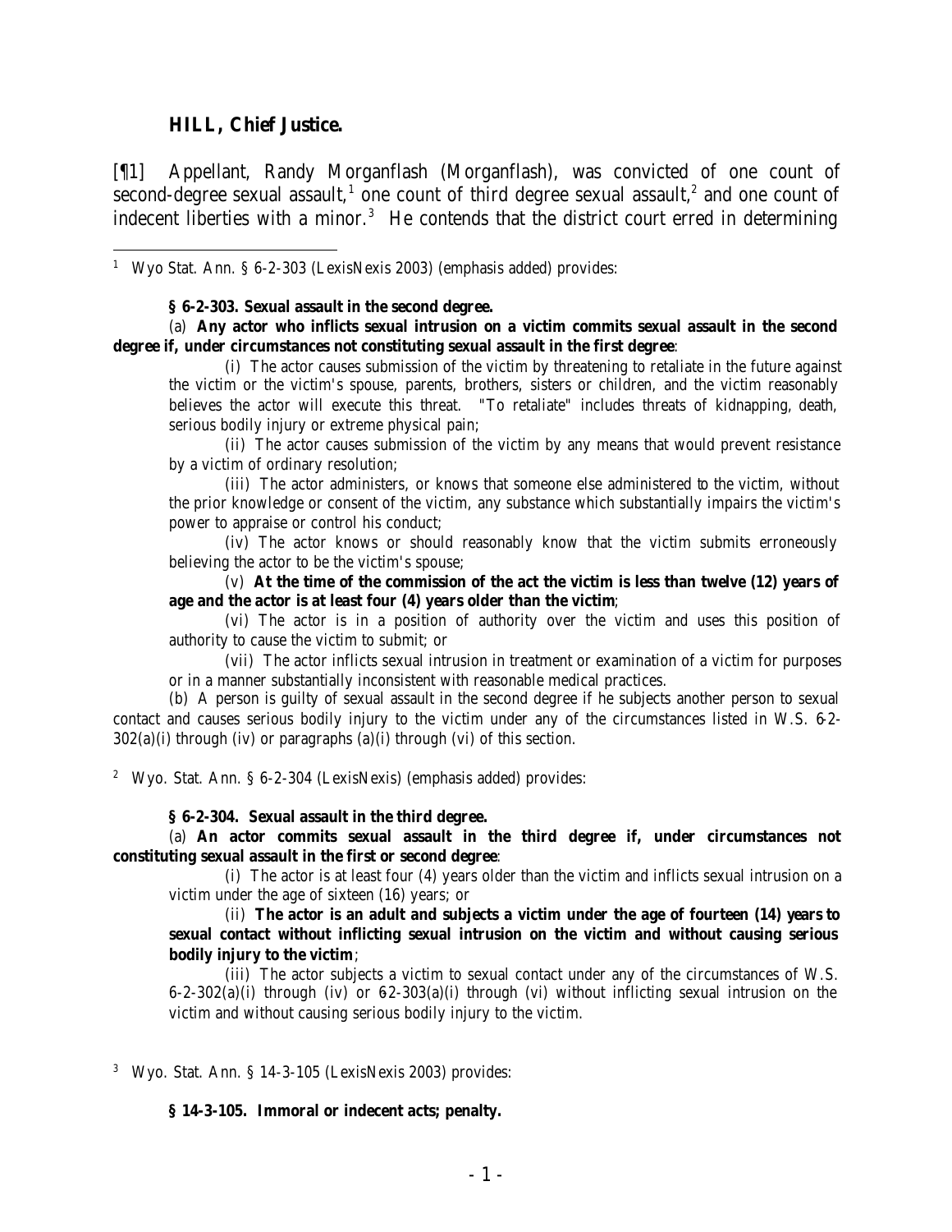**HILL, Chief Justice.**

[¶1] Appellant, Randy Morganflash (Morganflash), was convicted of one count of second-degree sexual assault,[1] one count of third degree sexual assault,[2] and one count of indecent liberties with a minor.[3] He contends that the district court erred in determining

---

[1] Wyo Stat. Ann. § 6-2-303 (LexisNexis 2003) (emphasis added) provides:

> **§ 6-2-303. Sexual assault in the second degree.**
>
> (a) **Any actor who inflicts sexual intrusion on a victim commits sexual assault in the second degree if, under circumstances not constituting sexual assault in the first degree**:
>
> (i) The actor causes submission of the victim by threatening to retaliate in the future against the victim or the victim's spouse, parents, brothers, sisters or children, and the victim reasonably believes the actor will execute this threat. "To retaliate" includes threats of kidnapping, death, serious bodily injury or extreme physical pain;
>
> (ii) The actor causes submission of the victim by any means that would prevent resistance by a victim of ordinary resolution;
>
> (iii) The actor administers, or knows that someone else administered to the victim, without the prior knowledge or consent of the victim, any substance which substantially impairs the victim's power to appraise or control his conduct;
>
> (iv) The actor knows or should reasonably know that the victim submits erroneously believing the actor to be the victim's spouse;
>
> (v) **At the time of the commission of the act the victim is less than twelve (12) years of age and the actor is at least four (4) years older than the victim**;
>
> (vi) The actor is in a position of authority over the victim and uses this position of authority to cause the victim to submit; or
>
> (vii) The actor inflicts sexual intrusion in treatment or examination of a victim for purposes or in a manner substantially inconsistent with reasonable medical practices.
>
> (b) A person is guilty of sexual assault in the second degree if he subjects another person to sexual contact and causes serious bodily injury to the victim under any of the circumstances listed in W.S. 6-2-302(a)(i) through (iv) or paragraphs (a)(i) through (vi) of this section.

[2] Wyo. Stat. Ann. § 6-2-304 (LexisNexis) (emphasis added) provides:

> **§ 6-2-304. Sexual assault in the third degree.**
>
> (a) **An actor commits sexual assault in the third degree if, under circumstances not constituting sexual assault in the first or second degree**:
>
> (i) The actor is at least four (4) years older than the victim and inflicts sexual intrusion on a victim under the age of sixteen (16) years; or
>
> (ii) **The actor is an adult and subjects a victim under the age of fourteen (14) years to sexual contact without inflicting sexual intrusion on the victim and without causing serious bodily injury to the victim**;
>
> (iii) The actor subjects a victim to sexual contact under any of the circumstances of W.S. 6-2-302(a)(i) through (iv) or 6-2-303(a)(i) through (vi) without inflicting sexual intrusion on the victim and without causing serious bodily injury to the victim.

[3] Wyo. Stat. Ann. § 14-3-105 (LexisNexis 2003) provides:

> **§ 14-3-105. Immoral or indecent acts; penalty.**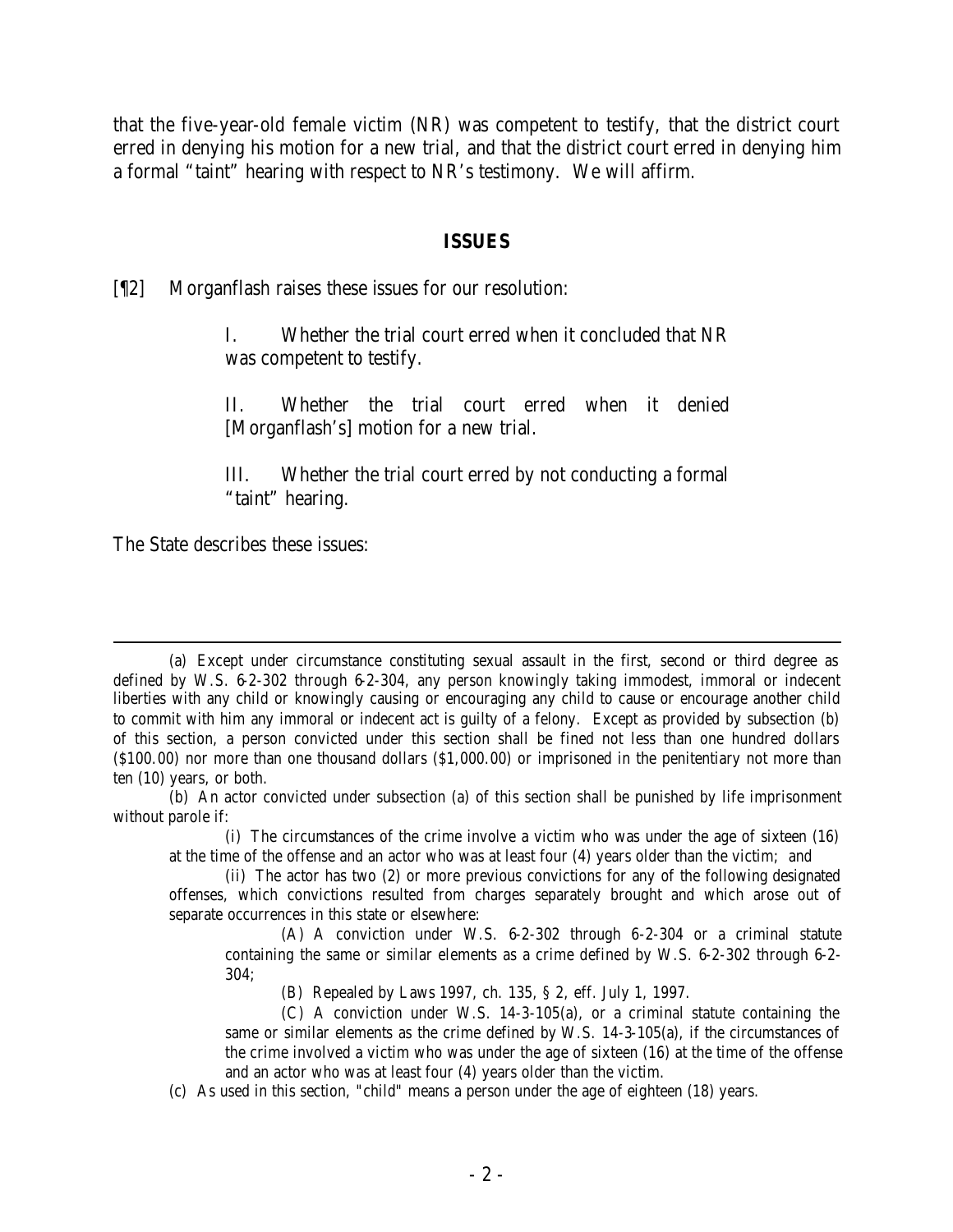that the five-year-old female victim (NR) was competent to testify, that the district court erred in denying his motion for a new trial, and that the district court erred in denying him a formal "taint" hearing with respect to NR's testimony. We will affirm.

## ISSUES

[¶2] Morganflash raises these issues for our resolution:

> I. Whether the trial court erred when it concluded that NR was competent to testify.
>
> II. Whether the trial court erred when it denied [Morganflash's] motion for a new trial.
>
> III. Whether the trial court erred by not conducting a formal "taint" hearing.

The State describes these issues:

---

(a) Except under circumstance constituting sexual assault in the first, second or third degree as defined by W.S. 6-2-302 through 6-2-304, any person knowingly taking immodest, immoral or indecent liberties with any child or knowingly causing or encouraging any child to cause or encourage another child to commit with him any immoral or indecent act is guilty of a felony. Except as provided by subsection (b) of this section, a person convicted under this section shall be fined not less than one hundred dollars ($100.00) nor more than one thousand dollars ($1,000.00) or imprisoned in the penitentiary not more than ten (10) years, or both.

(b) An actor convicted under subsection (a) of this section shall be punished by life imprisonment without parole if:

> (i) The circumstances of the crime involve a victim who was under the age of sixteen (16) at the time of the offense and an actor who was at least four (4) years older than the victim; and
>
> (ii) The actor has two (2) or more previous convictions for any of the following designated offenses, which convictions resulted from charges separately brought and which arose out of separate occurrences in this state or elsewhere:
>
> > (A) A conviction under W.S. 6-2-302 through 6-2-304 or a criminal statute containing the same or similar elements as a crime defined by W.S. 6-2-302 through 6-2-304;
> >
> > (B) Repealed by Laws 1997, ch. 135, § 2, eff. July 1, 1997.
> >
> > (C) A conviction under W.S. 14-3-105(a), or a criminal statute containing the same or similar elements as the crime defined by W.S. 14-3-105(a), if the circumstances of the crime involved a victim who was under the age of sixteen (16) at the time of the offense and an actor who was at least four (4) years older than the victim.

(c) As used in this section, "child" means a person under the age of eighteen (18) years.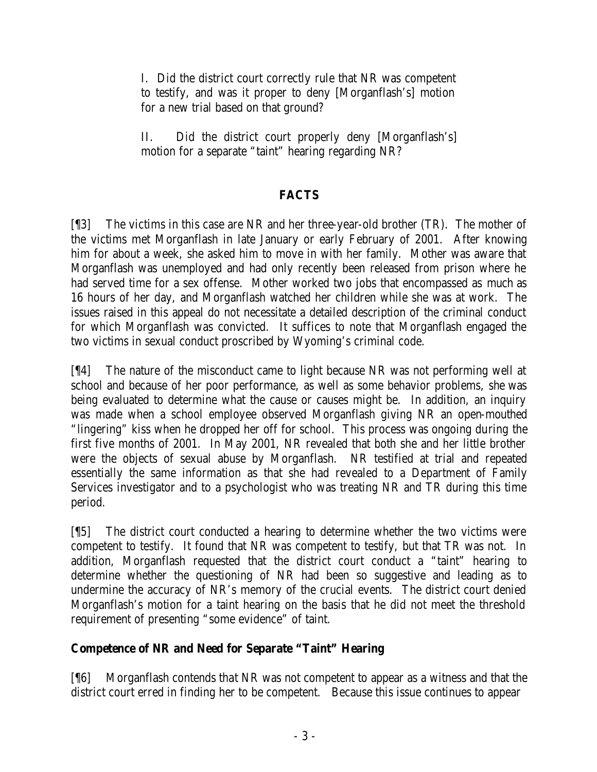I. Did the district court correctly rule that NR was competent to testify, and was it proper to deny [Morganflash's] motion for a new trial based on that ground?

II. Did the district court properly deny [Morganflash's] motion for a separate "taint" hearing regarding NR?

## FACTS

[¶3] The victims in this case are NR and her three-year-old brother (TR). The mother of the victims met Morganflash in late January or early February of 2001. After knowing him for about a week, she asked him to move in with her family. Mother was aware that Morganflash was unemployed and had only recently been released from prison where he had served time for a sex offense. Mother worked two jobs that encompassed as much as 16 hours of her day, and Morganflash watched her children while she was at work. The issues raised in this appeal do not necessitate a detailed description of the criminal conduct for which Morganflash was convicted. It suffices to note that Morganflash engaged the two victims in sexual conduct proscribed by Wyoming's criminal code.

[¶4] The nature of the misconduct came to light because NR was not performing well at school and because of her poor performance, as well as some behavior problems, she was being evaluated to determine what the cause or causes might be. In addition, an inquiry was made when a school employee observed Morganflash giving NR an open-mouthed "lingering" kiss when he dropped her off for school. This process was ongoing during the first five months of 2001. In May 2001, NR revealed that both she and her little brother were the objects of sexual abuse by Morganflash. NR testified at trial and repeated essentially the same information as that she had revealed to a Department of Family Services investigator and to a psychologist who was treating NR and TR during this time period.

[¶5] The district court conducted a hearing to determine whether the two victims were competent to testify. It found that NR was competent to testify, but that TR was not. In addition, Morganflash requested that the district court conduct a "taint" hearing to determine whether the questioning of NR had been so suggestive and leading as to undermine the accuracy of NR's memory of the crucial events. The district court denied Morganflash's motion for a taint hearing on the basis that he did not meet the threshold requirement of presenting "some evidence" of taint.

### Competence of NR and Need for Separate "Taint" Hearing

[¶6] Morganflash contends that NR was not competent to appear as a witness and that the district court erred in finding her to be competent. Because this issue continues to appear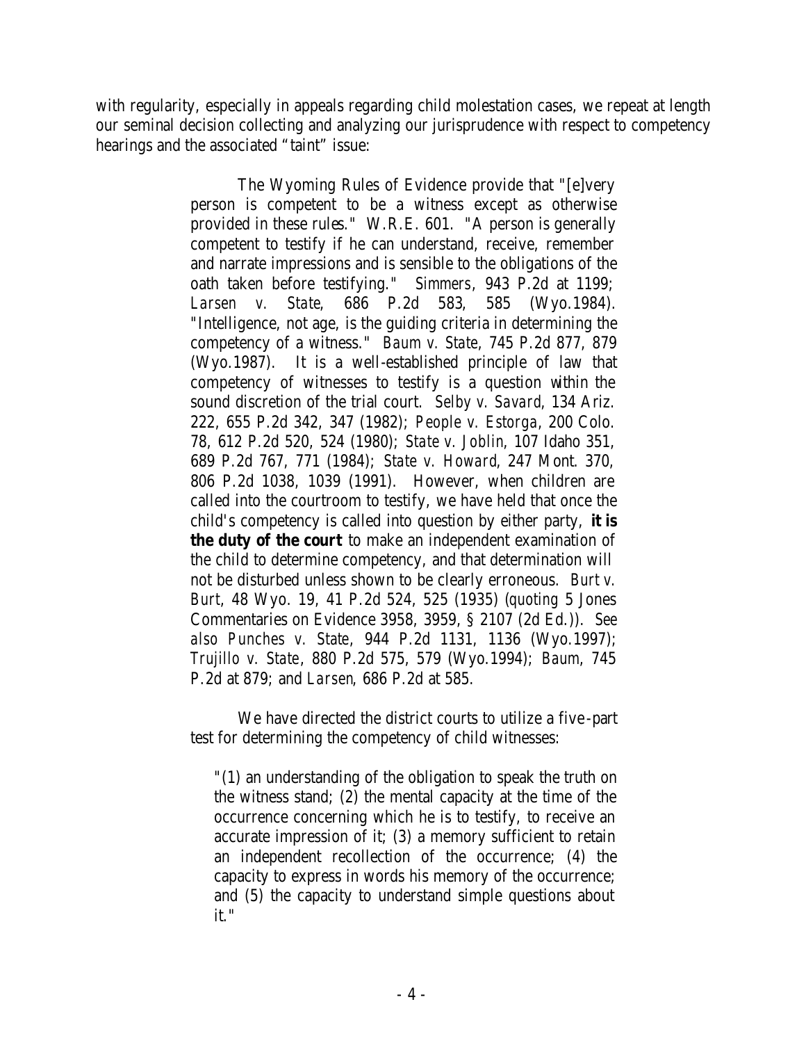with regularity, especially in appeals regarding child molestation cases, we repeat at length our seminal decision collecting and analyzing our jurisprudence with respect to competency hearings and the associated "taint" issue:

> The Wyoming Rules of Evidence provide that "[e]very person is competent to be a witness except as otherwise provided in these rules." W.R.E. 601. "A person is generally competent to testify if he can understand, receive, remember and narrate impressions and is sensible to the obligations of the oath taken before testifying." *Simmers*, 943 P.2d at 1199; *Larsen v. State*, 686 P.2d 583, 585 (Wyo.1984). "Intelligence, not age, is the guiding criteria in determining the competency of a witness." *Baum v. State*, 745 P.2d 877, 879 (Wyo.1987). It is a well-established principle of law that competency of witnesses to testify is a question within the sound discretion of the trial court. *Selby v. Savard*, 134 Ariz. 222, 655 P.2d 342, 347 (1982); *People v. Estorga*, 200 Colo. 78, 612 P.2d 520, 524 (1980); *State v. Joblin*, 107 Idaho 351, 689 P.2d 767, 771 (1984); *State v. Howard*, 247 Mont. 370, 806 P.2d 1038, 1039 (1991). However, when children are called into the courtroom to testify, we have held that once the child's competency is called into question by either party, **it is the duty of the court** to make an independent examination of the child to determine competency, and that determination will not be disturbed unless shown to be clearly erroneous. *Burt v. Burt*, 48 Wyo. 19, 41 P.2d 524, 525 (1935) (*quoting* 5 Jones Commentaries on Evidence 3958, 3959, § 2107 (2d Ed.)). *See also Punches v. State*, 944 P.2d 1131, 1136 (Wyo.1997); *Trujillo v. State*, 880 P.2d 575, 579 (Wyo.1994); *Baum*, 745 P.2d at 879; and *Larsen*, 686 P.2d at 585.
>
> We have directed the district courts to utilize a five-part test for determining the competency of child witnesses:
>
> > "(1) an understanding of the obligation to speak the truth on the witness stand; (2) the mental capacity at the time of the occurrence concerning which he is to testify, to receive an accurate impression of it; (3) a memory sufficient to retain an independent recollection of the occurrence; (4) the capacity to express in words his memory of the occurrence; and (5) the capacity to understand simple questions about it."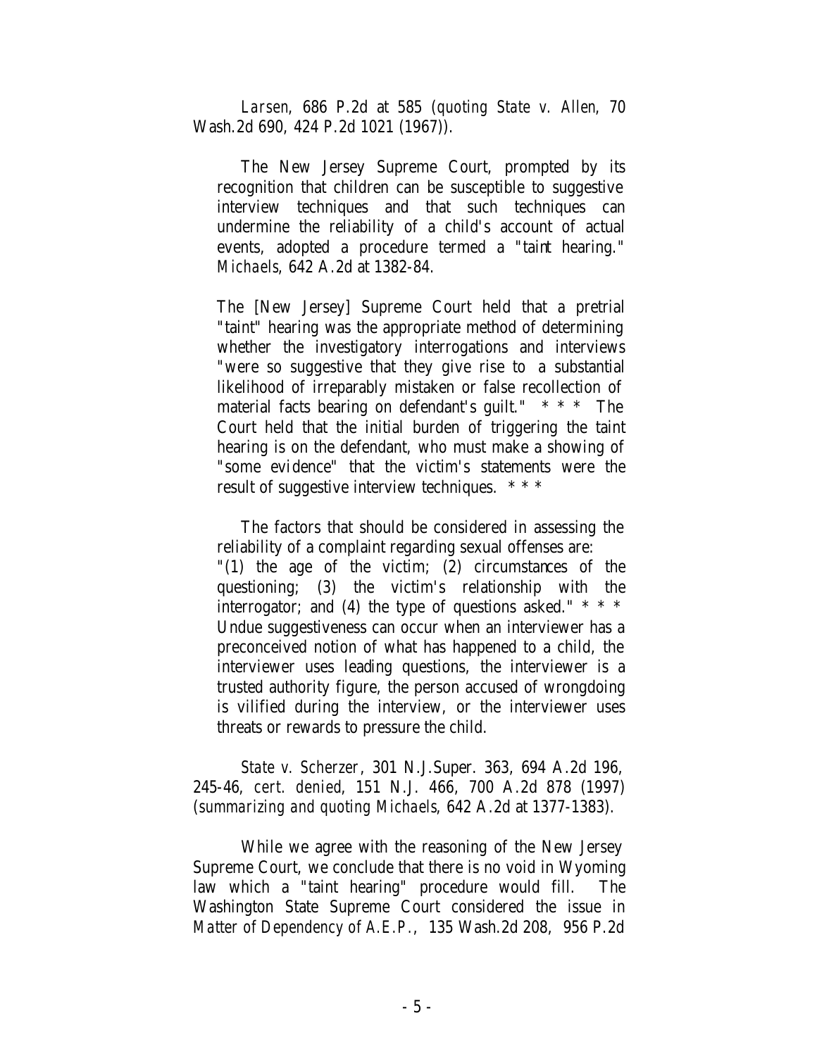*Larsen*, 686 P.2d at 585 (*quoting State v. Allen*, 70 Wash.2d 690, 424 P.2d 1021 (1967)).

> The New Jersey Supreme Court, prompted by its recognition that children can be susceptible to suggestive interview techniques and that such techniques can undermine the reliability of a child's account of actual events, adopted a procedure termed a "taint hearing." *Michaels*, 642 A.2d at 1382-84.
>
> The [New Jersey] Supreme Court held that a pretrial "taint" hearing was the appropriate method of determining whether the investigatory interrogations and interviews "were so suggestive that they give rise to a substantial likelihood of irreparably mistaken or false recollection of material facts bearing on defendant's guilt." * * * The Court held that the initial burden of triggering the taint hearing is on the defendant, who must make a showing of "some evidence" that the victim's statements were the result of suggestive interview techniques. * * *
>
> The factors that should be considered in assessing the reliability of a complaint regarding sexual offenses are: "(1) the age of the victim; (2) circumstances of the questioning; (3) the victim's relationship with the interrogator; and (4) the type of questions asked." * * * Undue suggestiveness can occur when an interviewer has a preconceived notion of what has happened to a child, the interviewer uses leading questions, the interviewer is a trusted authority figure, the person accused of wrongdoing is vilified during the interview, or the interviewer uses threats or rewards to pressure the child.

*State v. Scherzer*, 301 N.J.Super. 363, 694 A.2d 196, 245-46, *cert. denied*, 151 N.J. 466, 700 A.2d 878 (1997) (*summarizing and quoting Michaels*, 642 A.2d at 1377-1383).

While we agree with the reasoning of the New Jersey Supreme Court, we conclude that there is no void in Wyoming law which a "taint hearing" procedure would fill. The Washington State Supreme Court considered the issue in *Matter of Dependency of A.E.P.*, 135 Wash.2d 208, 956 P.2d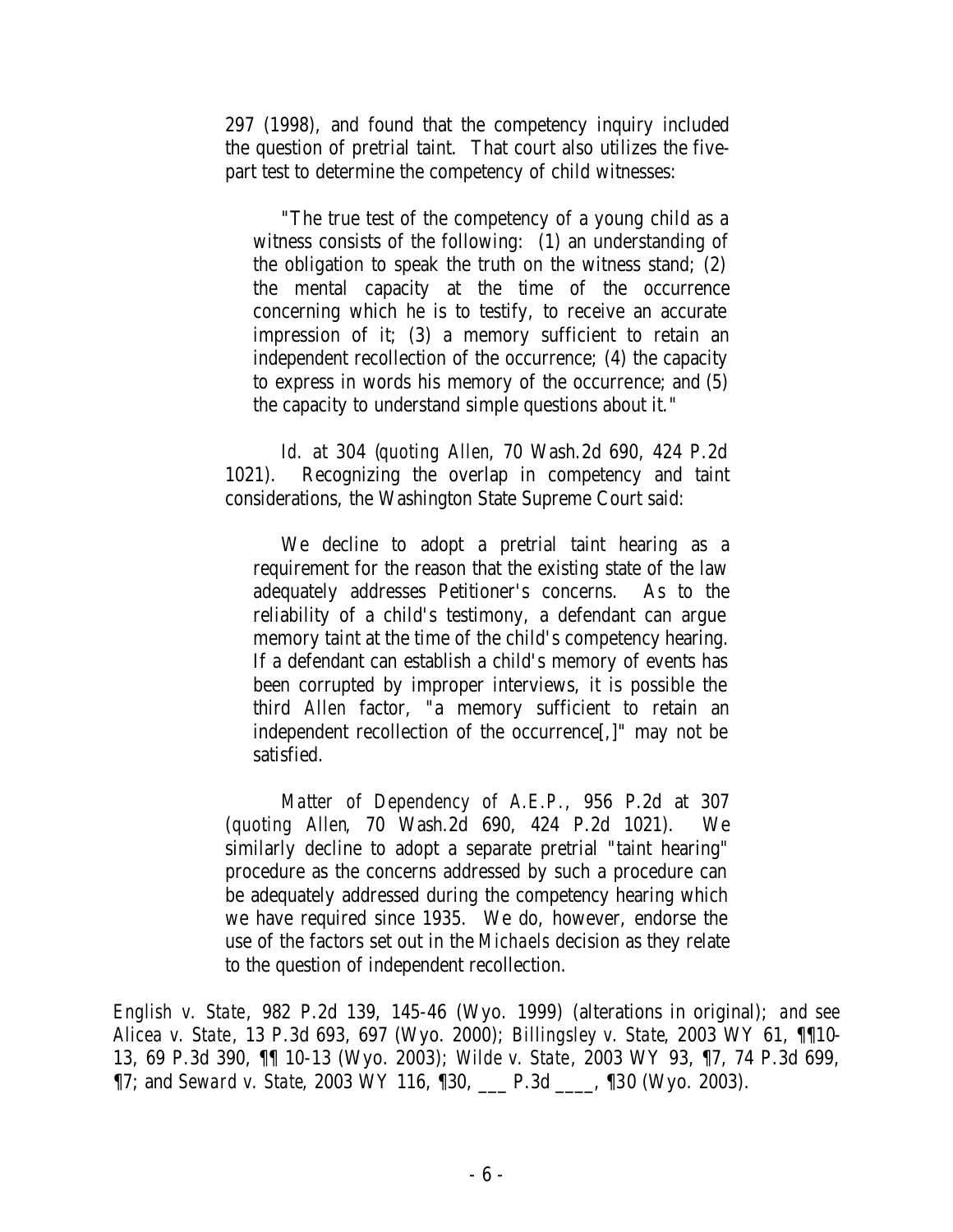297 (1998), and found that the competency inquiry included the question of pretrial taint. That court also utilizes the five-part test to determine the competency of child witnesses:

> "The true test of the competency of a young child as a witness consists of the following: (1) an understanding of the obligation to speak the truth on the witness stand; (2) the mental capacity at the time of the occurrence concerning which he is to testify, to receive an accurate impression of it; (3) a memory sufficient to retain an independent recollection of the occurrence; (4) the capacity to express in words his memory of the occurrence; and (5) the capacity to understand simple questions about it."

*Id.* at 304 (*quoting Allen*, 70 Wash.2d 690, 424 P.2d 1021). Recognizing the overlap in competency and taint considerations, the Washington State Supreme Court said:

> We decline to adopt a pretrial taint hearing as a requirement for the reason that the existing state of the law adequately addresses Petitioner's concerns. As to the reliability of a child's testimony, a defendant can argue memory taint at the time of the child's competency hearing. If a defendant can establish a child's memory of events has been corrupted by improper interviews, it is possible the third *Allen* factor, "a memory sufficient to retain an independent recollection of the occurrence[,]" may not be satisfied.

*Matter of Dependency of A.E.P.*, 956 P.2d at 307 (*quoting Allen*, 70 Wash.2d 690, 424 P.2d 1021). We similarly decline to adopt a separate pretrial "taint hearing" procedure as the concerns addressed by such a procedure can be adequately addressed during the competency hearing which we have required since 1935. We do, however, endorse the use of the factors set out in the *Michaels* decision as they relate to the question of independent recollection.

*English v. State*, 982 P.2d 139, 145-46 (Wyo. 1999) (alterations in original); *and see Alicea v. State*, 13 P.3d 693, 697 (Wyo. 2000); *Billingsley v. State*, 2003 WY 61, ¶¶10-13, 69 P.3d 390, ¶¶ 10-13 (Wyo. 2003); *Wilde v. State*, 2003 WY 93, ¶7, 74 P.3d 699, ¶7; and *Seward v. State*, 2003 WY 116, ¶30, ___ P.3d ____, ¶30 (Wyo. 2003).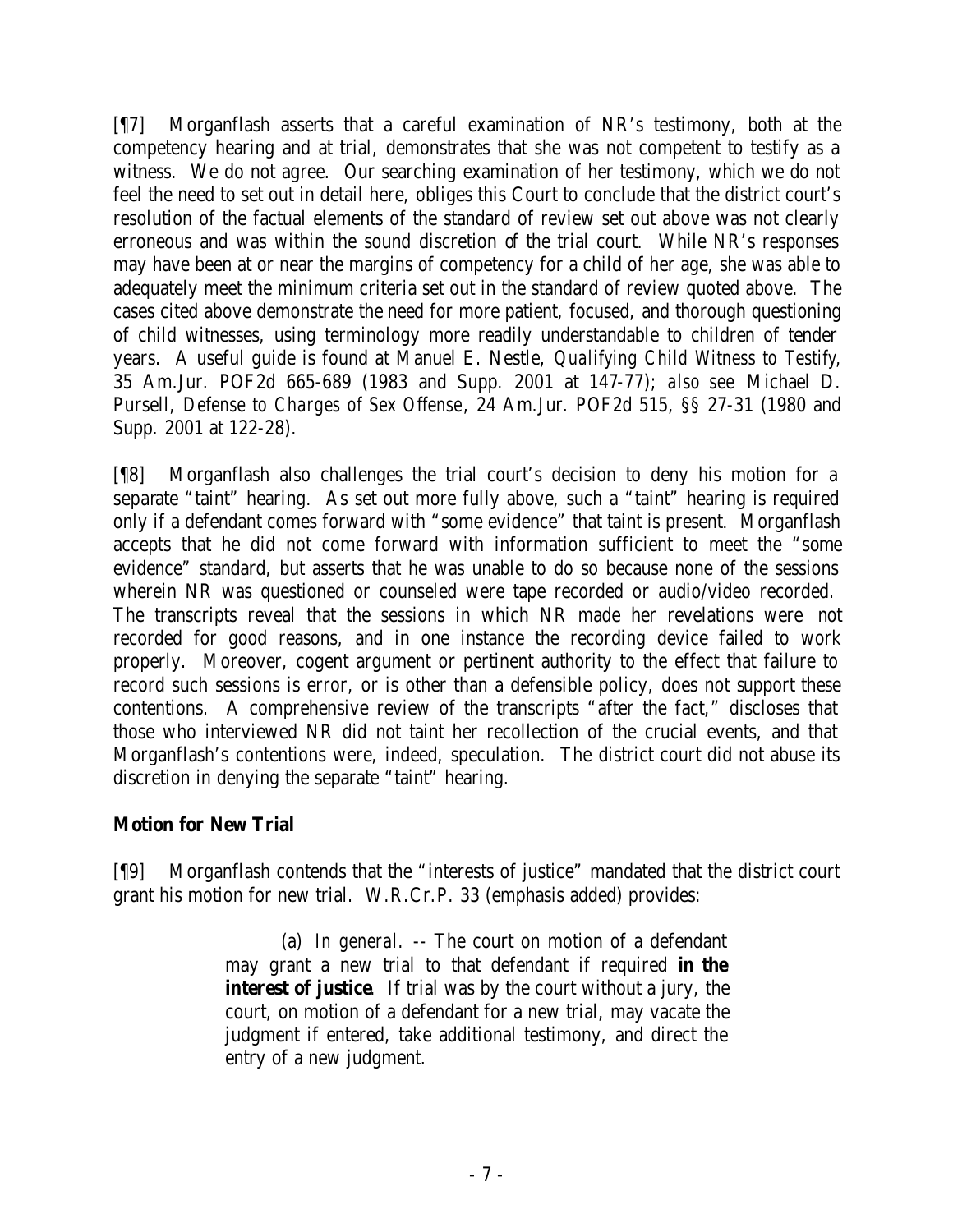[¶7] Morganflash asserts that a careful examination of NR's testimony, both at the competency hearing and at trial, demonstrates that she was not competent to testify as a witness. We do not agree. Our searching examination of her testimony, which we do not feel the need to set out in detail here, obliges this Court to conclude that the district court's resolution of the factual elements of the standard of review set out above was not clearly erroneous and was within the sound discretion of the trial court. While NR's responses may have been at or near the margins of competency for a child of her age, she was able to adequately meet the minimum criteria set out in the standard of review quoted above. The cases cited above demonstrate the need for more patient, focused, and thorough questioning of child witnesses, using terminology more readily understandable to children of tender years. A useful guide is found at Manuel E. Nestle, *Qualifying Child Witness to Testify*, 35 Am.Jur. POF2d 665-689 (1983 and Supp. 2001 at 147-77); *also see* Michael D. Pursell, *Defense to Charges of Sex Offense*, 24 Am.Jur. POF2d 515, §§ 27-31 (1980 and Supp. 2001 at 122-28).

[¶8] Morganflash also challenges the trial court's decision to deny his motion for a separate "taint" hearing. As set out more fully above, such a "taint" hearing is required only if a defendant comes forward with "some evidence" that taint is present. Morganflash accepts that he did not come forward with information sufficient to meet the "some evidence" standard, but asserts that he was unable to do so because none of the sessions wherein NR was questioned or counseled were tape recorded or audio/video recorded. The transcripts reveal that the sessions in which NR made her revelations were not recorded for good reasons, and in one instance the recording device failed to work properly. Moreover, cogent argument or pertinent authority to the effect that failure to record such sessions is error, or is other than a defensible policy, does not support these contentions. A comprehensive review of the transcripts "after the fact," discloses that those who interviewed NR did not taint her recollection of the crucial events, and that Morganflash's contentions were, indeed, speculation. The district court did not abuse its discretion in denying the separate "taint" hearing.

**Motion for New Trial**

[¶9] Morganflash contends that the "interests of justice" mandated that the district court grant his motion for new trial. W.R.Cr.P. 33 (emphasis added) provides:

> (a) *In general*. -- The court on motion of a defendant may grant a new trial to that defendant if required **in the interest of justice**. If trial was by the court without a jury, the court, on motion of a defendant for a new trial, may vacate the judgment if entered, take additional testimony, and direct the entry of a new judgment.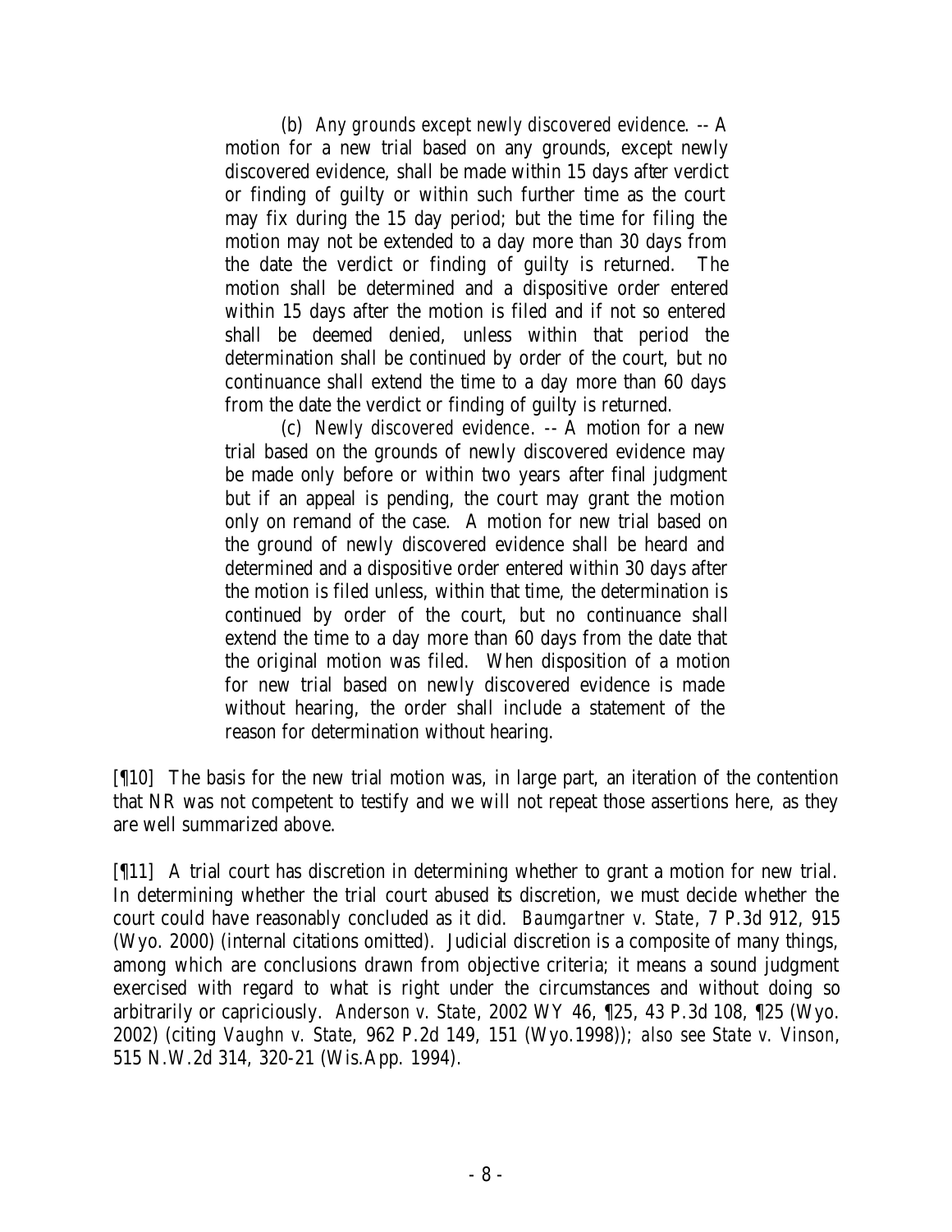> (b) *Any grounds except newly discovered evidence*. -- A motion for a new trial based on any grounds, except newly discovered evidence, shall be made within 15 days after verdict or finding of guilty or within such further time as the court may fix during the 15 day period; but the time for filing the motion may not be extended to a day more than 30 days from the date the verdict or finding of guilty is returned. The motion shall be determined and a dispositive order entered within 15 days after the motion is filed and if not so entered shall be deemed denied, unless within that period the determination shall be continued by order of the court, but no continuance shall extend the time to a day more than 60 days from the date the verdict or finding of guilty is returned.
>
> (c) *Newly discovered evidence*. -- A motion for a new trial based on the grounds of newly discovered evidence may be made only before or within two years after final judgment but if an appeal is pending, the court may grant the motion only on remand of the case. A motion for new trial based on the ground of newly discovered evidence shall be heard and determined and a dispositive order entered within 30 days after the motion is filed unless, within that time, the determination is continued by order of the court, but no continuance shall extend the time to a day more than 60 days from the date that the original motion was filed. When disposition of a motion for new trial based on newly discovered evidence is made without hearing, the order shall include a statement of the reason for determination without hearing.

[¶10] The basis for the new trial motion was, in large part, an iteration of the contention that NR was not competent to testify and we will not repeat those assertions here, as they are well summarized above.

[¶11] A trial court has discretion in determining whether to grant a motion for new trial. In determining whether the trial court abused its discretion, we must decide whether the court could have reasonably concluded as it did. *Baumgartner v. State*, 7 P.3d 912, 915 (Wyo. 2000) (internal citations omitted). Judicial discretion is a composite of many things, among which are conclusions drawn from objective criteria; it means a sound judgment exercised with regard to what is right under the circumstances and without doing so arbitrarily or capriciously. *Anderson v. State*, 2002 WY 46, ¶25, 43 P.3d 108, ¶25 (Wyo. 2002) (citing *Vaughn v. State*, 962 P.2d 149, 151 (Wyo.1998)); *also see State v. Vinson*, 515 N.W.2d 314, 320-21 (Wis.App. 1994).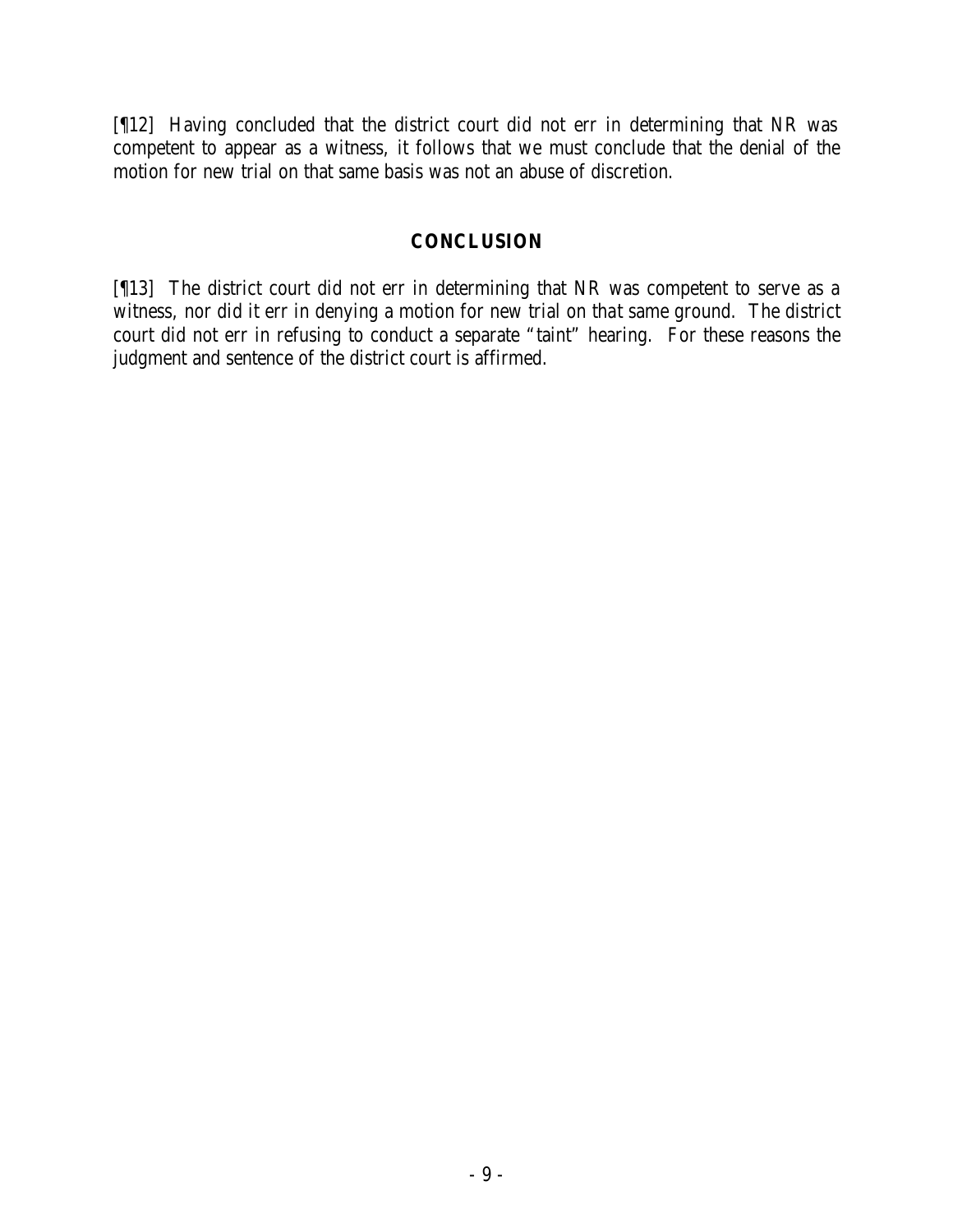[¶12] Having concluded that the district court did not err in determining that NR was competent to appear as a witness, it follows that we must conclude that the denial of the motion for new trial on that same basis was not an abuse of discretion.

## CONCLUSION

[¶13] The district court did not err in determining that NR was competent to serve as a witness, nor did it err in denying a motion for new trial on that same ground. The district court did not err in refusing to conduct a separate "taint" hearing. For these reasons the judgment and sentence of the district court is affirmed.